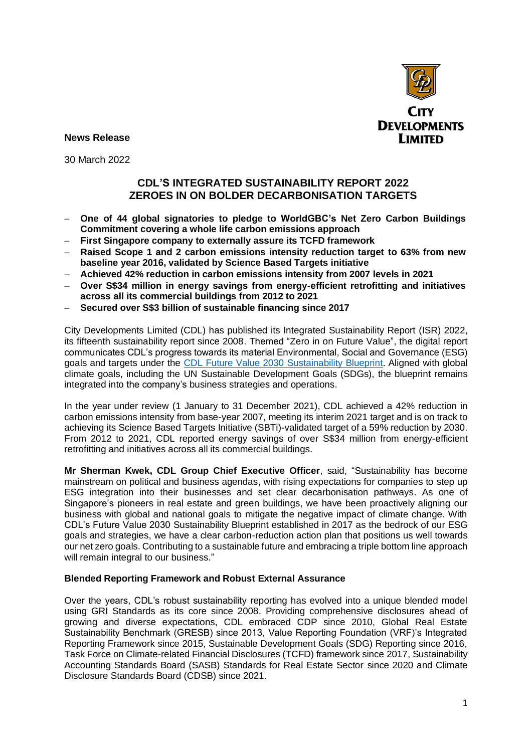**News Release**

30 March 2022

# CDL'S INTEGRATED SUSTAINABILITY REPORT 2022 ZEROES IN ON BOLDER DECARBONISATION TARGETS

- **One of 44 global signatories to pledge to WorldGBC's Net Zero Carbon Buildings Commitment covering a whole life carbon emissions approach**
- **First Singapore company to externally assure its TCFD framework**
- **Raised Scope 1 and 2 carbon emissions intensity reduction target to 63% from new baseline year 2016, validated by Science Based Targets initiative**
- **Achieved 42% reduction in carbon emissions intensity from 2007 levels in 2021**
- **Over S$34 million in energy savings from energy-efficient retrofitting and initiatives across all its commercial buildings from 2012 to 2021**
- **Secured over S$3 billion of sustainable financing since 2017**

City Developments Limited (CDL) has published its Integrated Sustainability Report (ISR) 2022, its fifteenth sustainability report since 2008. Themed "Zero in on Future Value", the digital report communicates CDL's progress towards its material Environmental, Social and Governance (ESG) goals and targets under the CDL Future Value 2030 Sustainability Blueprint. Aligned with global climate goals, including the UN Sustainable Development Goals (SDGs), the blueprint remains integrated into the company's business strategies and operations.

In the year under review (1 January to 31 December 2021), CDL achieved a 42% reduction in carbon emissions intensity from base-year 2007, meeting its interim 2021 target and is on track to achieving its Science Based Targets Initiative (SBTi)-validated target of a 59% reduction by 2030. From 2012 to 2021, CDL reported energy savings of over S$34 million from energy-efficient retrofitting and initiatives across all its commercial buildings.

**Mr Sherman Kwek, CDL Group Chief Executive Officer**, said, "Sustainability has become mainstream on political and business agendas, with rising expectations for companies to step up ESG integration into their businesses and set clear decarbonisation pathways. As one of Singapore's pioneers in real estate and green buildings, we have been proactively aligning our business with global and national goals to mitigate the negative impact of climate change. With CDL's Future Value 2030 Sustainability Blueprint established in 2017 as the bedrock of our ESG goals and strategies, we have a clear carbon-reduction action plan that positions us well towards our net zero goals. Contributing to a sustainable future and embracing a triple bottom line approach will remain integral to our business."

## Blended Reporting Framework and Robust External Assurance

Over the years, CDL's robust sustainability reporting has evolved into a unique blended model using GRI Standards as its core since 2008. Providing comprehensive disclosures ahead of growing and diverse expectations, CDL embraced CDP since 2010, Global Real Estate Sustainability Benchmark (GRESB) since 2013, Value Reporting Foundation (VRF)'s Integrated Reporting Framework since 2015, Sustainable Development Goals (SDG) Reporting since 2016, Task Force on Climate-related Financial Disclosures (TCFD) framework since 2017, Sustainability Accounting Standards Board (SASB) Standards for Real Estate Sector since 2020 and Climate Disclosure Standards Board (CDSB) since 2021.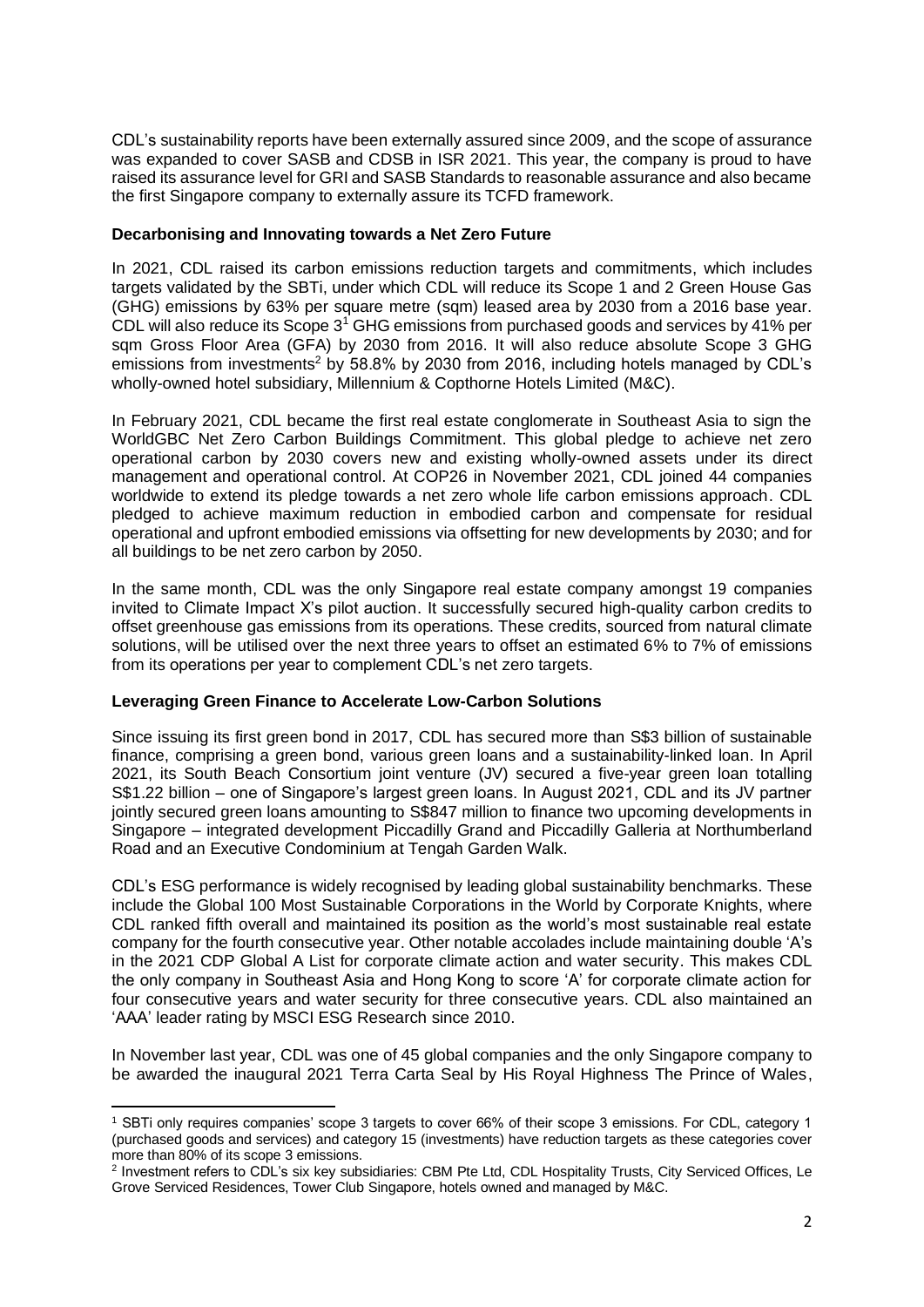CDL's sustainability reports have been externally assured since 2009, and the scope of assurance was expanded to cover SASB and CDSB in ISR 2021. This year, the company is proud to have raised its assurance level for GRI and SASB Standards to reasonable assurance and also became the first Singapore company to externally assure its TCFD framework.

**Decarbonising and Innovating towards a Net Zero Future**

In 2021, CDL raised its carbon emissions reduction targets and commitments, which includes targets validated by the SBTi, under which CDL will reduce its Scope 1 and 2 Green House Gas (GHG) emissions by 63% per square metre (sqm) leased area by 2030 from a 2016 base year. CDL will also reduce its Scope 3[1] GHG emissions from purchased goods and services by 41% per sqm Gross Floor Area (GFA) by 2030 from 2016. It will also reduce absolute Scope 3 GHG emissions from investments[2] by 58.8% by 2030 from 2016, including hotels managed by CDL's wholly-owned hotel subsidiary, Millennium & Copthorne Hotels Limited (M&C).

In February 2021, CDL became the first real estate conglomerate in Southeast Asia to sign the WorldGBC Net Zero Carbon Buildings Commitment. This global pledge to achieve net zero operational carbon by 2030 covers new and existing wholly-owned assets under its direct management and operational control. At COP26 in November 2021, CDL joined 44 companies worldwide to extend its pledge towards a net zero whole life carbon emissions approach. CDL pledged to achieve maximum reduction in embodied carbon and compensate for residual operational and upfront embodied emissions via offsetting for new developments by 2030; and for all buildings to be net zero carbon by 2050.

In the same month, CDL was the only Singapore real estate company amongst 19 companies invited to Climate Impact X's pilot auction. It successfully secured high-quality carbon credits to offset greenhouse gas emissions from its operations. These credits, sourced from natural climate solutions, will be utilised over the next three years to offset an estimated 6% to 7% of emissions from its operations per year to complement CDL's net zero targets.

**Leveraging Green Finance to Accelerate Low-Carbon Solutions**

Since issuing its first green bond in 2017, CDL has secured more than S$3 billion of sustainable finance, comprising a green bond, various green loans and a sustainability-linked loan. In April 2021, its South Beach Consortium joint venture (JV) secured a five-year green loan totalling S$1.22 billion – one of Singapore's largest green loans. In August 2021, CDL and its JV partner jointly secured green loans amounting to S$847 million to finance two upcoming developments in Singapore – integrated development Piccadilly Grand and Piccadilly Galleria at Northumberland Road and an Executive Condominium at Tengah Garden Walk.

CDL's ESG performance is widely recognised by leading global sustainability benchmarks. These include the Global 100 Most Sustainable Corporations in the World by Corporate Knights, where CDL ranked fifth overall and maintained its position as the world's most sustainable real estate company for the fourth consecutive year. Other notable accolades include maintaining double 'A's in the 2021 CDP Global A List for corporate climate action and water security. This makes CDL the only company in Southeast Asia and Hong Kong to score 'A' for corporate climate action for four consecutive years and water security for three consecutive years. CDL also maintained an 'AAA' leader rating by MSCI ESG Research since 2010.

In November last year, CDL was one of 45 global companies and the only Singapore company to be awarded the inaugural 2021 Terra Carta Seal by His Royal Highness The Prince of Wales,

---

[1] SBTi only requires companies' scope 3 targets to cover 66% of their scope 3 emissions. For CDL, category 1 (purchased goods and services) and category 15 (investments) have reduction targets as these categories cover more than 80% of its scope 3 emissions.

[2] Investment refers to CDL's six key subsidiaries: CBM Pte Ltd, CDL Hospitality Trusts, City Serviced Offices, Le Grove Serviced Residences, Tower Club Singapore, hotels owned and managed by M&C.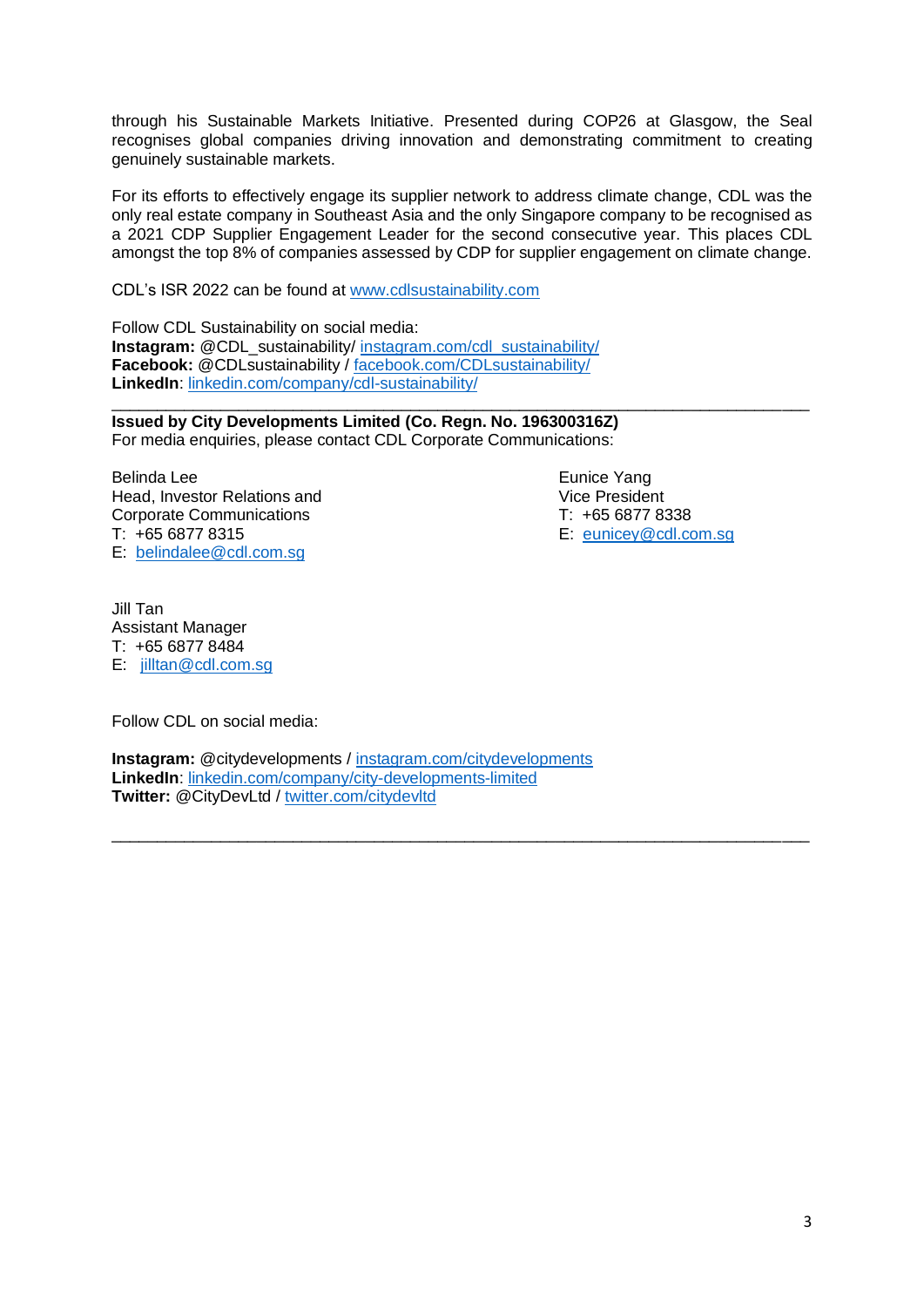through his Sustainable Markets Initiative. Presented during COP26 at Glasgow, the Seal recognises global companies driving innovation and demonstrating commitment to creating genuinely sustainable markets.

For its efforts to effectively engage its supplier network to address climate change, CDL was the only real estate company in Southeast Asia and the only Singapore company to be recognised as a 2021 CDP Supplier Engagement Leader for the second consecutive year. This places CDL amongst the top 8% of companies assessed by CDP for supplier engagement on climate change.

CDL's ISR 2022 can be found at www.cdlsustainability.com

Follow CDL Sustainability on social media:
**Instagram:** @CDL_sustainability/ instagram.com/cdl_sustainability/
**Facebook:** @CDLsustainability / facebook.com/CDLsustainability/
**LinkedIn**: linkedin.com/company/cdl-sustainability/

---

**Issued by City Developments Limited (Co. Regn. No. 196300316Z)**
For media enquiries, please contact CDL Corporate Communications:

Belinda Lee
Head, Investor Relations and Corporate Communications
T: +65 6877 8315
E: belindalee@cdl.com.sg

Eunice Yang
Vice President
T: +65 6877 8338
E: eunicey@cdl.com.sg

Jill Tan
Assistant Manager
T: +65 6877 8484
E: jilltan@cdl.com.sg

Follow CDL on social media:

**Instagram:** @citydevelopments / instagram.com/citydevelopments
**LinkedIn**: linkedin.com/company/city-developments-limited
**Twitter:** @CityDevLtd / twitter.com/citydevltd

---